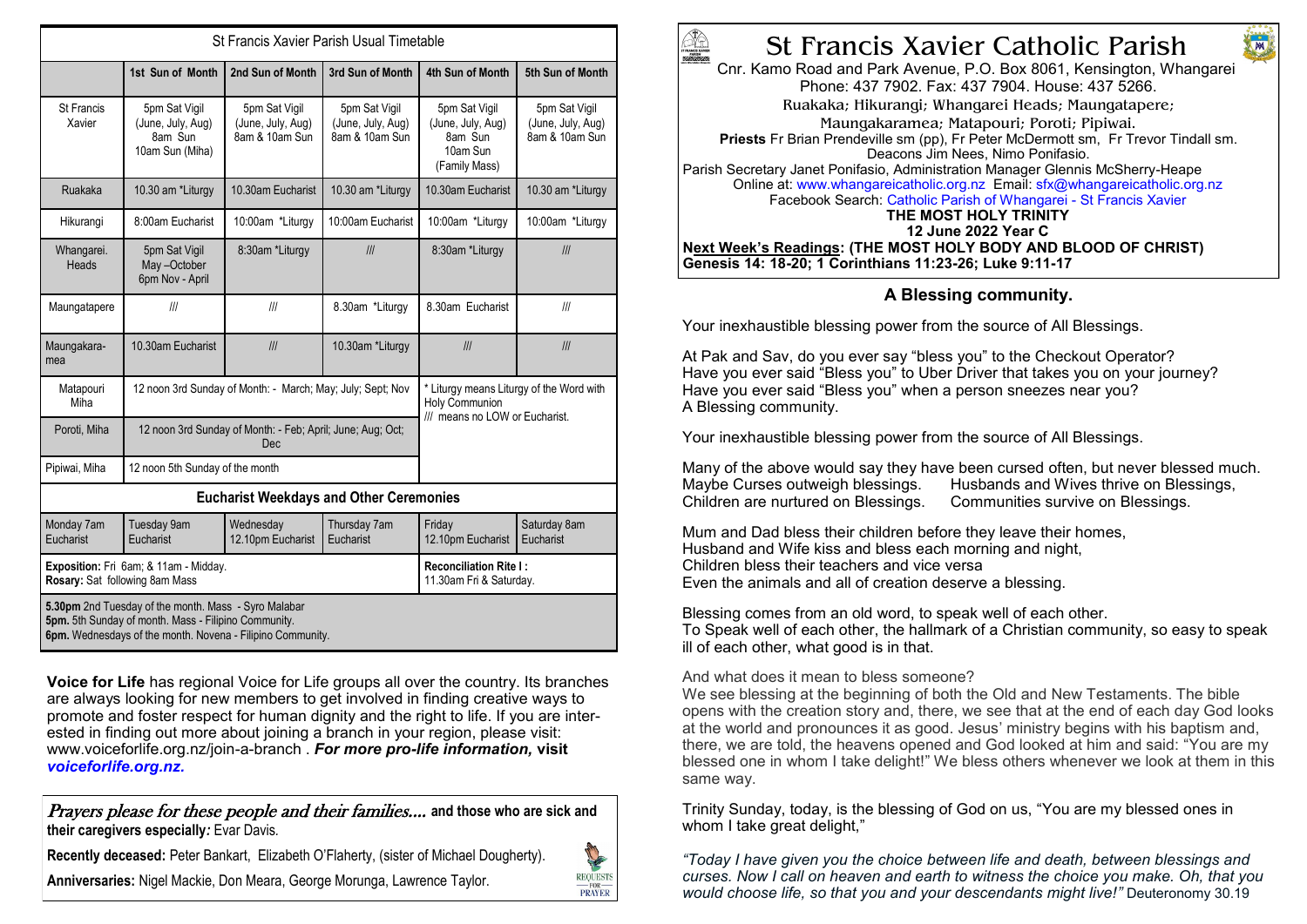| St Francis Xavier Parish Usual Timetable | | | | | |
|---|---|---|---|---|---|
| | 1st Sun of Month | 2nd Sun of Month | 3rd Sun of Month | 4th Sun of Month | 5th Sun of Month |
| St Francis Xavier | 5pm Sat Vigil (June, July, Aug) 8am Sun 10am Sun (Miha) | 5pm Sat Vigil (June, July, Aug) 8am & 10am Sun | 5pm Sat Vigil (June, July, Aug) 8am & 10am Sun | 5pm Sat Vigil (June, July, Aug) 8am Sun 10am Sun (Family Mass) | 5pm Sat Vigil (June, July, Aug) 8am & 10am Sun |
| Ruakaka | 10.30 am *Liturgy | 10.30am Eucharist | 10.30 am *Liturgy | 10.30am Eucharist | 10.30 am *Liturgy |
| Hikurangi | 8:00am Eucharist | 10:00am *Liturgy | 10:00am Eucharist | 10:00am *Liturgy | 10:00am *Liturgy |
| Whangarei. Heads | 5pm Sat Vigil May –October 6pm Nov - April | 8:30am *Liturgy | /// | 8:30am *Liturgy | /// |
| Maungatapere | /// | /// | 8.30am *Liturgy | 8.30am Eucharist | /// |
| Maungakaramea | 10.30am Eucharist | /// | 10.30am *Liturgy | /// | /// |
| Matapouri Miha | 12 noon 3rd Sunday of Month: - March; May; July; Sept; Nov | | | * Liturgy means Liturgy of the Word with Holy Communion /// means no LOW or Eucharist. | |
| Poroti, Miha | 12 noon 3rd Sunday of Month: - Feb; April; June; Aug; Oct; Dec | | | | |
| Pipiwai, Miha | 12 noon 5th Sunday of the month | | | | |

**Eucharist Weekdays and Other Ceremonies**

| Monday | Tuesday | Wednesday | Thursday | Friday | Saturday |
|---|---|---|---|---|---|
| 7am Eucharist | 9am Eucharist | 12.10pm Eucharist | 7am Eucharist | 12.10pm Eucharist | 8am Eucharist |

**Exposition:** Fri 6am; & 11am - Midday.
**Rosary:** Sat following 8am Mass

**Reconciliation Rite I :** 11.30am Fri & Saturday.

**5.30pm** 2nd Tuesday of the month. Mass - Syro Malabar
**5pm.** 5th Sunday of month. Mass - Filipino Community.
**6pm.** Wednesdays of the month. Novena - Filipino Community.

**Voice for Life** has regional Voice for Life groups all over the country. Its branches are always looking for new members to get involved in finding creative ways to promote and foster respect for human dignity and the right to life. If you are interested in finding out more about joining a branch in your region, please visit: www.voiceforlife.org.nz/join-a-branch . ***For more pro-life information,* visit *voiceforlife.org.nz.***

*Prayers please for these people and their families....* **and those who are sick and their caregivers especially:** Evar Davis.

**Recently deceased:** Peter Bankart, Elizabeth O'Flaherty, (sister of Michael Dougherty).

**Anniversaries:** Nigel Mackie, Don Meara, George Morunga, Lawrence Taylor.

# St Francis Xavier Catholic Parish

Cnr. Kamo Road and Park Avenue, P.O. Box 8061, Kensington, Whangarei
Phone: 437 7902. Fax: 437 7904. House: 437 5266.
Ruakaka; Hikurangi; Whangarei Heads; Maungatapere; Maungakaramea; Matapouri; Poroti; Pipiwai.
**Priests** Fr Brian Prendeville sm (pp), Fr Peter McDermott sm, Fr Trevor Tindall sm.
Deacons Jim Nees, Nimo Ponifasio.
Parish Secretary Janet Ponifasio, Administration Manager Glennis McSherry-Heape
Online at: www.whangareicatholic.org.nz Email: sfx@whangareicatholic.org.nz
Facebook Search: Catholic Parish of Whangarei - St Francis Xavier

**THE MOST HOLY TRINITY**
**12 June 2022 Year C**

**Next Week's Readings: (THE MOST HOLY BODY AND BLOOD OF CHRIST) Genesis 14: 18-20; 1 Corinthians 11:23-26; Luke 9:11-17**

## A Blessing community.

Your inexhaustible blessing power from the source of All Blessings.

At Pak and Sav, do you ever say "bless you" to the Checkout Operator?
Have you ever said "Bless you" to Uber Driver that takes you on your journey?
Have you ever said "Bless you" when a person sneezes near you?
A Blessing community.

Your inexhaustible blessing power from the source of All Blessings.

Many of the above would say they have been cursed often, but never blessed much.
Maybe Curses outweigh blessings. Husbands and Wives thrive on Blessings,
Children are nurtured on Blessings. Communities survive on Blessings.

Mum and Dad bless their children before they leave their homes,
Husband and Wife kiss and bless each morning and night,
Children bless their teachers and vice versa
Even the animals and all of creation deserve a blessing.

Blessing comes from an old word, to speak well of each other.
To Speak well of each other, the hallmark of a Christian community, so easy to speak ill of each other, what good is in that.

And what does it mean to bless someone?
We see blessing at the beginning of both the Old and New Testaments. The bible opens with the creation story and, there, we see that at the end of each day God looks at the world and pronounces it as good. Jesus' ministry begins with his baptism and, there, we are told, the heavens opened and God looked at him and said: "You are my blessed one in whom I take delight!" We bless others whenever we look at them in this same way.

Trinity Sunday, today, is the blessing of God on us, "You are my blessed ones in whom I take great delight,"

*"Today I have given you the choice between life and death, between blessings and curses. Now I call on heaven and earth to witness the choice you make. Oh, that you would choose life, so that you and your descendants might live!"* Deuteronomy 30.19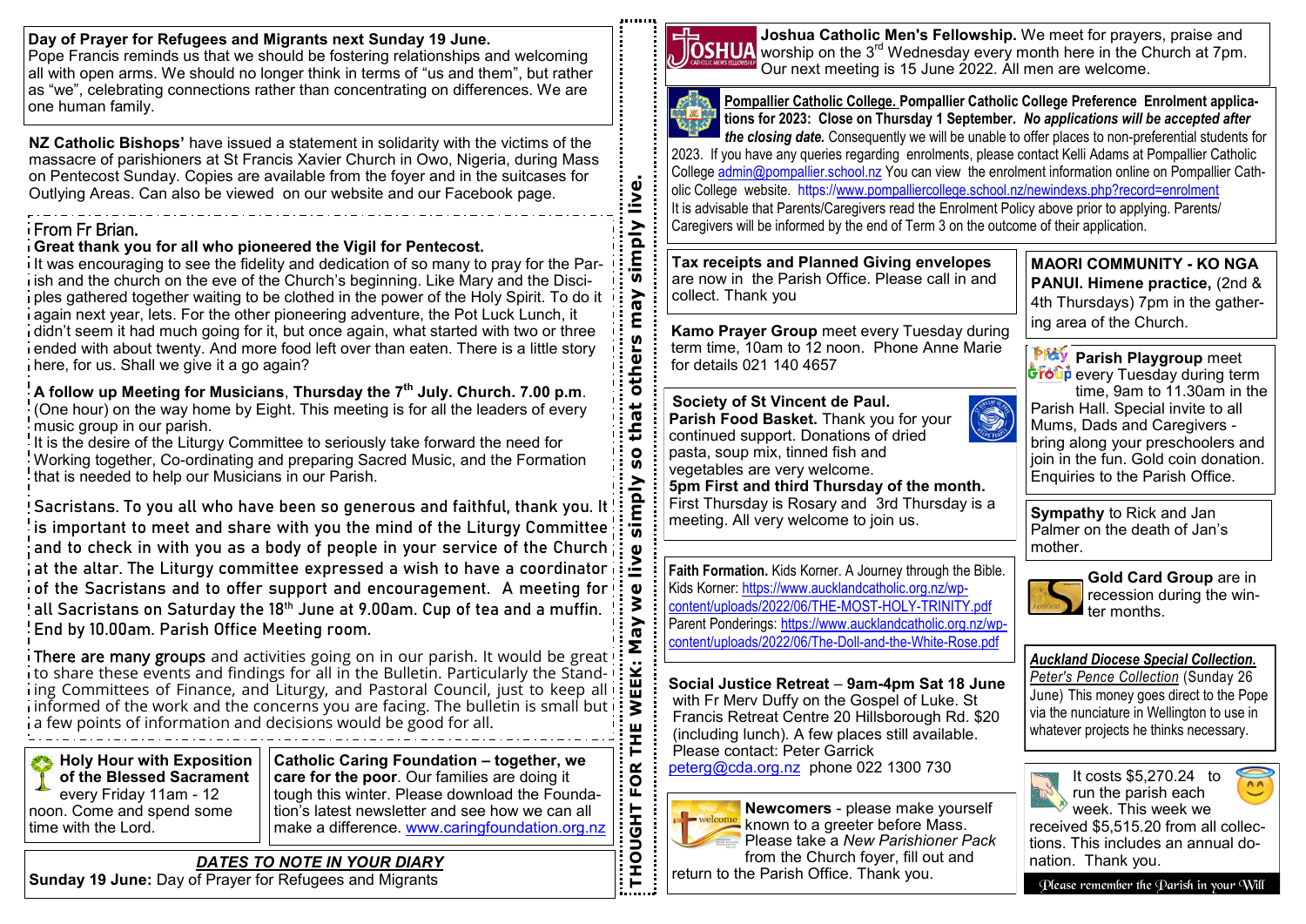**Day of Prayer for Refugees and Migrants next Sunday 19 June.**
Pope Francis reminds us that we should be fostering relationships and welcoming all with open arms. We should no longer think in terms of "us and them", but rather as "we", celebrating connections rather than concentrating on differences. We are one human family.

**NZ Catholic Bishops'** have issued a statement in solidarity with the victims of the massacre of parishioners at St Francis Xavier Church in Owo, Nigeria, during Mass on Pentecost Sunday. Copies are available from the foyer and in the suitcases for Outlying Areas. Can also be viewed on our website and our Facebook page.

## From Fr Brian.

**Great thank you for all who pioneered the Vigil for Pentecost.**
It was encouraging to see the fidelity and dedication of so many to pray for the Parish and the church on the eve of the Church's beginning. Like Mary and the Disciples gathered together waiting to be clothed in the power of the Holy Spirit. To do it again next year, lets. For the other pioneering adventure, the Pot Luck Lunch, it didn't seem it had much going for it, but once again, what started with two or three ended with about twenty. And more food left over than eaten. There is a little story here, for us. Shall we give it a go again?

**A follow up Meeting for Musicians**, **Thursday the 7th July. Church. 7.00 p.m**. (One hour) on the way home by Eight. This meeting is for all the leaders of every music group in our parish.
It is the desire of the Liturgy Committee to seriously take forward the need for Working together, Co-ordinating and preparing Sacred Music, and the Formation that is needed to help our Musicians in our Parish.

Sacristans. To you all who have been so generous and faithful, thank you. It is important to meet and share with you the mind of the Liturgy Committee and to check in with you as a body of people in your service of the Church at the altar. The Liturgy committee expressed a wish to have a coordinator of the Sacristans and to offer support and encouragement. A meeting for all Sacristans on Saturday the 18th June at 9.00am. Cup of tea and a muffin. End by 10.00am. Parish Office Meeting room.

There are many groups and activities going on in our parish. It would be great to share these events and findings for all in the Bulletin. Particularly the Standing Committees of Finance, and Liturgy, and Pastoral Council, just to keep all informed of the work and the concerns you are facing. The bulletin is small but a few points of information and decisions would be good for all.

**Holy Hour with Exposition of the Blessed Sacrament** every Friday 11am - 12 noon. Come and spend some time with the Lord.

**Catholic Caring Foundation – together, we care for the poor**. Our families are doing it tough this winter. Please download the Foundation's latest newsletter and see how we can all make a difference. www.caringfoundation.org.nz

***DATES TO NOTE IN YOUR DIARY***
**Sunday 19 June:** Day of Prayer for Refugees and Migrants

**THOUGHT FOR THE WEEK: May we live simply so that others may simply live.**

**Joshua Catholic Men's Fellowship.** We meet for prayers, praise and worship on the 3rd Wednesday every month here in the Church at 7pm. Our next meeting is 15 June 2022. All men are welcome.

**Pompallier Catholic College. Pompallier Catholic College Preference Enrolment applications for 2023: Close on Thursday 1 September.** ***No applications will be accepted after the closing date.*** Consequently we will be unable to offer places to non-preferential students for 2023. If you have any queries regarding enrolments, please contact Kelli Adams at Pompallier Catholic College admin@pompallier.school.nz You can view the enrolment information online on Pompallier Catholic College website. https://www.pompalliercollege.school.nz/newindexs.php?record=enrolment It is advisable that Parents/Caregivers read the Enrolment Policy above prior to applying. Parents/ Caregivers will be informed by the end of Term 3 on the outcome of their application.

**Tax receipts and Planned Giving envelopes** are now in the Parish Office. Please call in and collect. Thank you

**Kamo Prayer Group** meet every Tuesday during term time, 10am to 12 noon. Phone Anne Marie for details 021 140 4657

**Society of St Vincent de Paul.**
**Parish Food Basket.** Thank you for your continued support. Donations of dried pasta, soup mix, tinned fish and vegetables are very welcome.
**5pm First and third Thursday of the month.** First Thursday is Rosary and 3rd Thursday is a meeting. All very welcome to join us.

**Faith Formation.** Kids Korner. A Journey through the Bible. Kids Korner: https://www.aucklandcatholic.org.nz/wp-content/uploads/2022/06/THE-MOST-HOLY-TRINITY.pdf Parent Ponderings: https://www.aucklandcatholic.org.nz/wp-content/uploads/2022/06/The-Doll-and-the-White-Rose.pdf

**Social Justice Retreat** – **9am-4pm Sat 18 June** with Fr Merv Duffy on the Gospel of Luke. St Francis Retreat Centre 20 Hillsborough Rd. $20 (including lunch). A few places still available. Please contact: Peter Garrick peterg@cda.org.nz phone 022 1300 730

**Newcomers** - please make yourself known to a greeter before Mass. Please take a *New Parishioner Pack* from the Church foyer, fill out and return to the Parish Office. Thank you.

**MAORI COMMUNITY - KO NGA PANUI. Himene practice,** (2nd & 4th Thursdays) 7pm in the gathering area of the Church.

**Parish Playgroup** meet every Tuesday during term time, 9am to 11.30am in the Parish Hall. Special invite to all Mums, Dads and Caregivers - bring along your preschoolers and join in the fun. Gold coin donation. Enquiries to the Parish Office.

**Sympathy** to Rick and Jan Palmer on the death of Jan's mother.

**Gold Card Group** are in recession during the winter months.

***Auckland Diocese Special Collection.***
*Peter's Pence Collection* (Sunday 26 June) This money goes direct to the Pope via the nunciature in Wellington to use in whatever projects he thinks necessary.

It costs $5,270.24 to run the parish each week. This week we received $5,515.20 from all collections. This includes an annual donation. Thank you.

Please remember the Parish in your Will